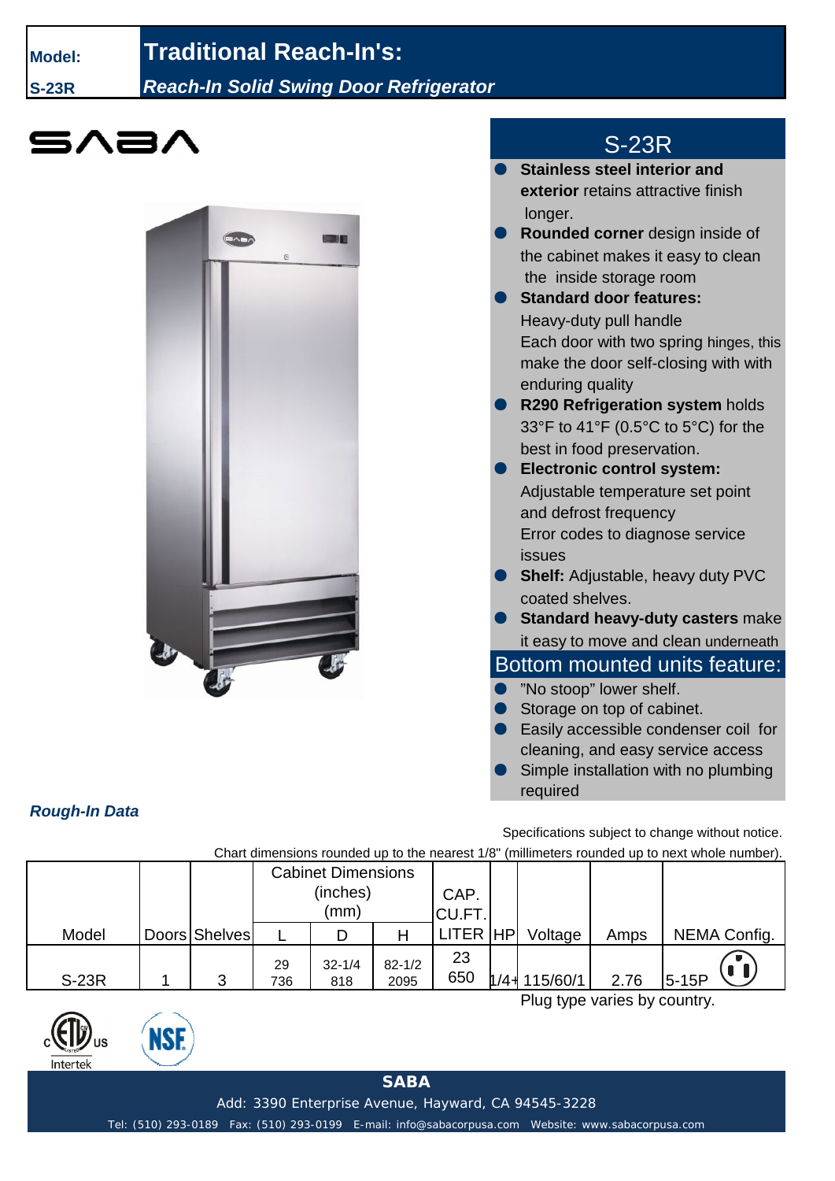**Model:**

**S-23R**

# Traditional Reach-In's:

## *Reach-In Solid Swing Door Refrigerator*

SABA

## S-23R

- **Stainless steel interior and exterior** retains attractive finish longer.
- **Rounded corner** design inside of the cabinet makes it easy to clean the inside storage room
- **Standard door features:**
  Heavy-duty pull handle
  Each door with two spring hinges, this make the door self-closing with with enduring quality
- **R290 Refrigeration system** holds 33°F to 41°F (0.5°C to 5°C) for the best in food preservation.
- **Electronic control system:**
  Adjustable temperature set point and defrost frequency
  Error codes to diagnose service issues
- **Shelf:** Adjustable, heavy duty PVC coated shelves.
- **Standard heavy-duty casters** make it easy to move and clean underneath

## Bottom mounted units feature:

- "No stoop" lower shelf.
- Storage on top of cabinet.
- Easily accessible condenser coil for cleaning, and easy service access
- Simple installation with no plumbing required

### *Rough-In Data*

Specifications subject to change without notice.

Chart dimensions rounded up to the nearest 1/8" (millimeters rounded up to next whole number).

| | | | Cabinet Dimensions (inches) (mm) | | | CAP. CU.FT. | | | | |
|---|---|---|---|---|---|---|---|---|---|---|
| Model | Doors | Shelves | L | D | H | LITER | HP | Voltage | Amps | NEMA Config. |
| S-23R | 1 | 3 | 29<br>736 | 32-1/4<br>818 | 82-1/2<br>2095 | 23<br>650 | 1/4+ | 115/60/1 | 2.76 | 5-15P |

Plug type varies by country.

c ETL us Intertek &nbsp;&nbsp; NSF

**SABA**

Add: 3390 Enterprise Avenue, Hayward, CA 94545-3228

Tel: (510) 293-0189 Fax: (510) 293-0199 E-mail: info@sabacorpusa.com Website: www.sabacorpusa.com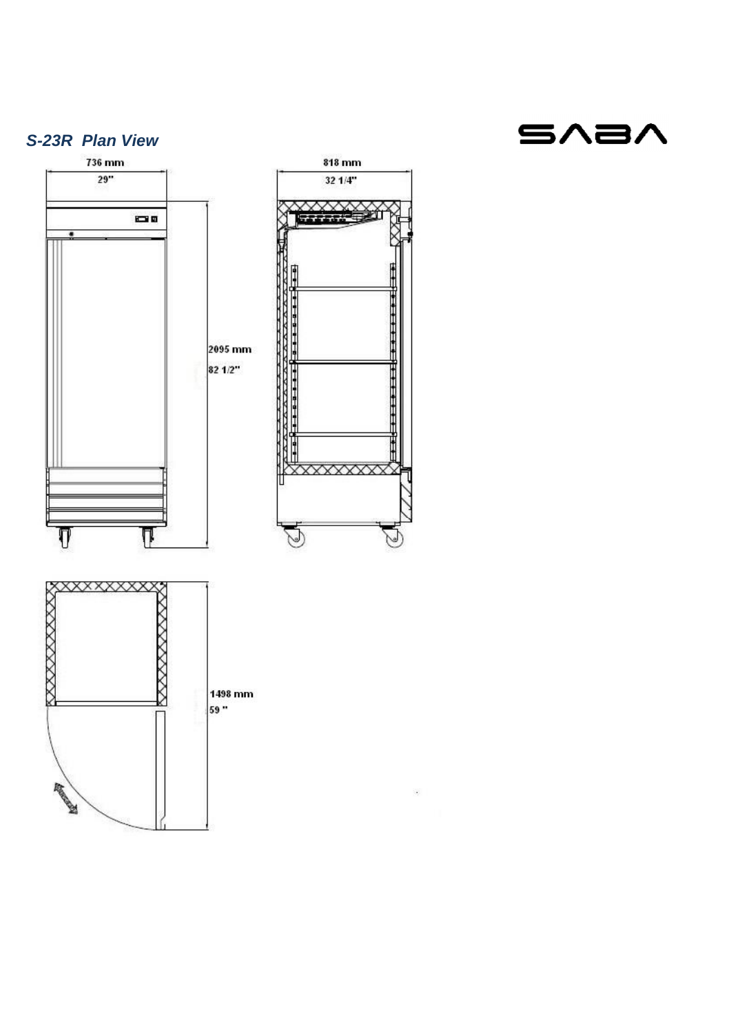## *S-23R Plan View*

SABA

736 mm

29"

818 mm

32 1/4"

2095 mm

82 1/2"

1498 mm

59 "